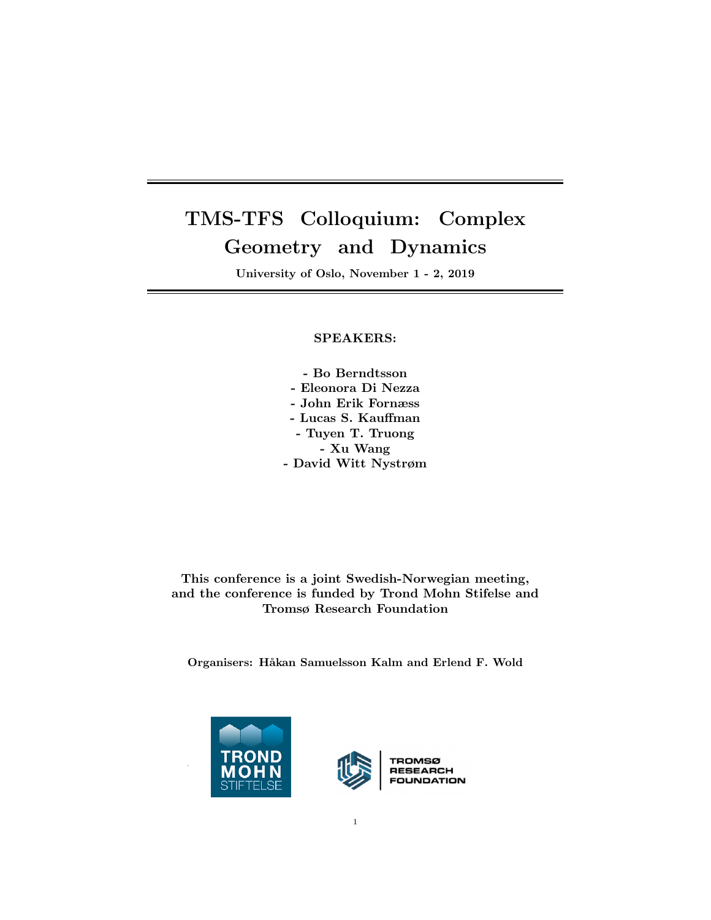# TMS-TFS Colloquium: Complex Geometry and Dynamics

**University of Oslo, November 1 - 2, 2019**

**SPEAKERS:**

- **Bo Berndtsson**
- **Eleonora Di Nezza**
- **John Erik Fornæss**
- **Lucas S. Kauffman**
- **Tuyen T. Truong**
- **Xu Wang**
- **David Witt Nystrøm**

**This conference is a joint Swedish-Norwegian meeting, and the conference is funded by Trond Mohn Stifelse and Tromsø Research Foundation**

**Organisers: Håkan Samuelsson Kalm and Erlend F. Wold**

TROND MOHN STIFTELSE

TROMSØ RESEARCH FOUNDATION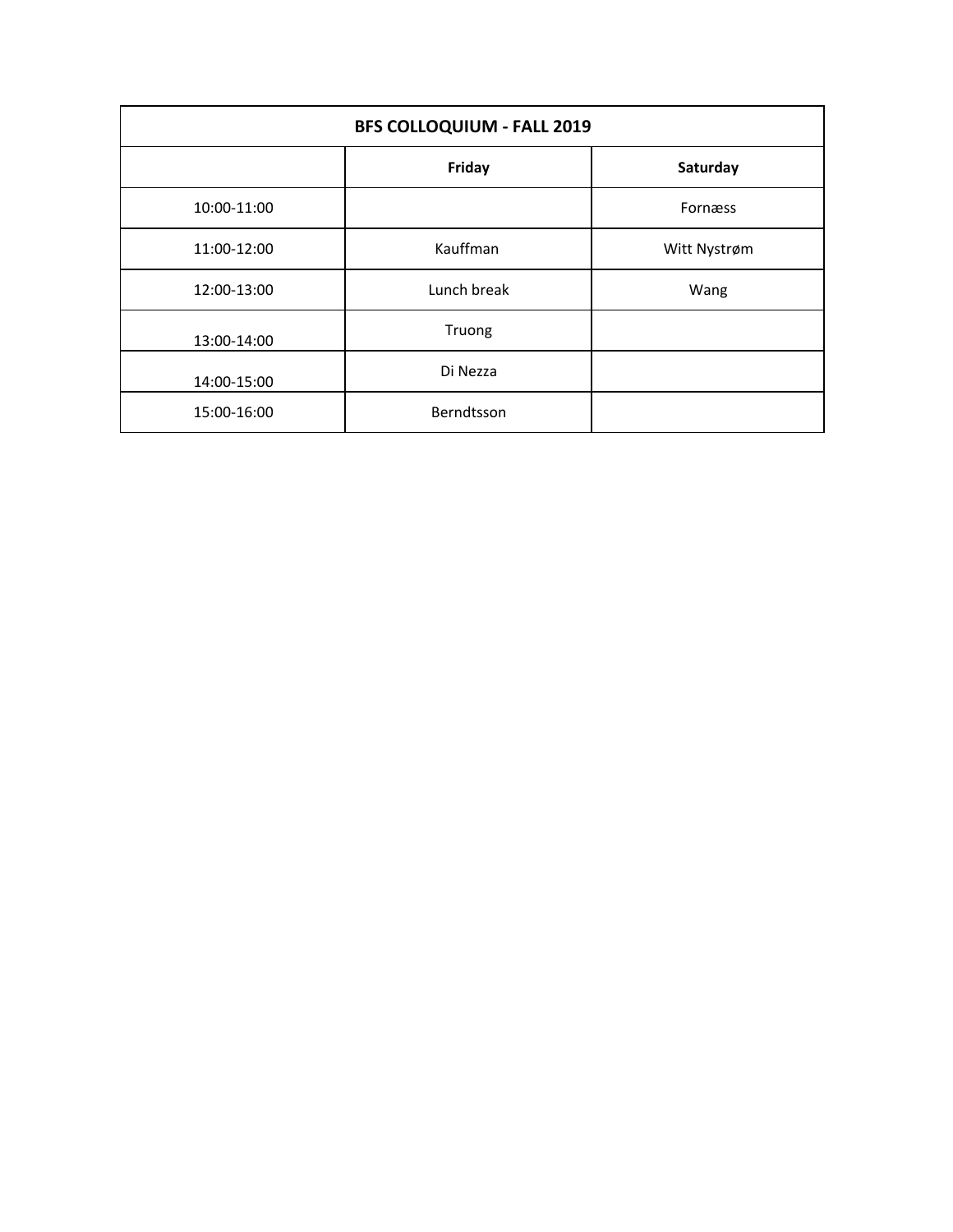| BFS COLLOQUIUM - FALL 2019 | | |
|---|---|---|
| | **Friday** | **Saturday** |
| 10:00-11:00 | | Fornæss |
| 11:00-12:00 | Kauffman | Witt Nystrøm |
| 12:00-13:00 | Lunch break | Wang |
| 13:00-14:00 | Truong | |
| 14:00-15:00 | Di Nezza | |
| 15:00-16:00 | Berndtsson | |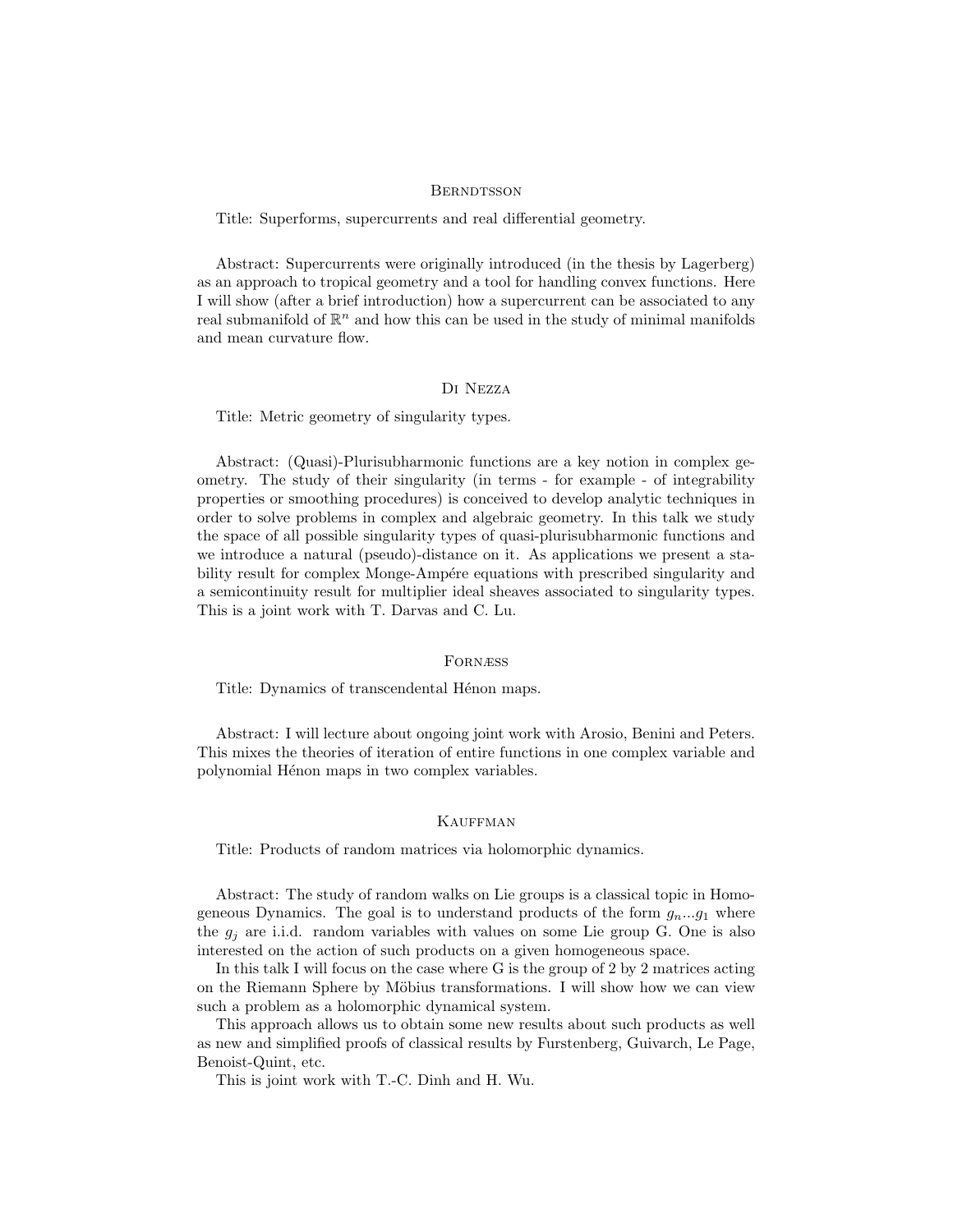## Berndtsson

Title: Superforms, supercurrents and real differential geometry.

Abstract: Supercurrents were originally introduced (in the thesis by Lagerberg) as an approach to tropical geometry and a tool for handling convex functions. Here I will show (after a brief introduction) how a supercurrent can be associated to any real submanifold of $\mathbb{R}^n$ and how this can be used in the study of minimal manifolds and mean curvature flow.

## Di Nezza

Title: Metric geometry of singularity types.

Abstract: (Quasi)-Plurisubharmonic functions are a key notion in complex geometry. The study of their singularity (in terms - for example - of integrability properties or smoothing procedures) is conceived to develop analytic techniques in order to solve problems in complex and algebraic geometry. In this talk we study the space of all possible singularity types of quasi-plurisubharmonic functions and we introduce a natural (pseudo)-distance on it. As applications we present a stability result for complex Monge-Ampére equations with prescribed singularity and a semicontinuity result for multiplier ideal sheaves associated to singularity types. This is a joint work with T. Darvas and C. Lu.

## Fornæss

Title: Dynamics of transcendental Hénon maps.

Abstract: I will lecture about ongoing joint work with Arosio, Benini and Peters. This mixes the theories of iteration of entire functions in one complex variable and polynomial Hénon maps in two complex variables.

## Kauffman

Title: Products of random matrices via holomorphic dynamics.

Abstract: The study of random walks on Lie groups is a classical topic in Homogeneous Dynamics. The goal is to understand products of the form $g_n ... g_1$ where the $g_j$ are i.i.d. random variables with values on some Lie group G. One is also interested on the action of such products on a given homogeneous space.

In this talk I will focus on the case where G is the group of 2 by 2 matrices acting on the Riemann Sphere by Möbius transformations. I will show how we can view such a problem as a holomorphic dynamical system.

This approach allows us to obtain some new results about such products as well as new and simplified proofs of classical results by Furstenberg, Guivarch, Le Page, Benoist-Quint, etc.

This is joint work with T.-C. Dinh and H. Wu.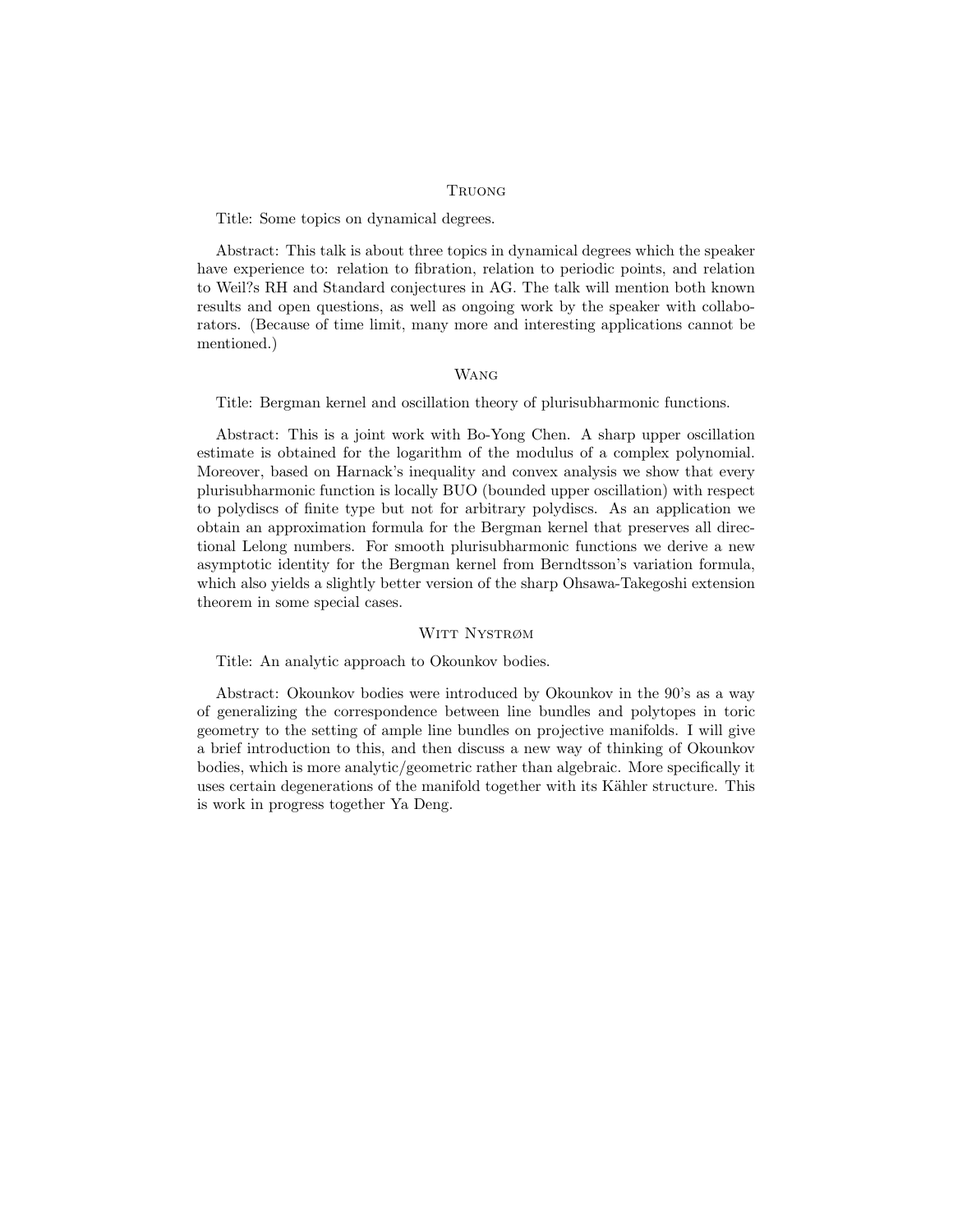## Truong

Title: Some topics on dynamical degrees.

Abstract: This talk is about three topics in dynamical degrees which the speaker have experience to: relation to fibration, relation to periodic points, and relation to Weil?s RH and Standard conjectures in AG. The talk will mention both known results and open questions, as well as ongoing work by the speaker with collaborators. (Because of time limit, many more and interesting applications cannot be mentioned.)

## Wang

Title: Bergman kernel and oscillation theory of plurisubharmonic functions.

Abstract: This is a joint work with Bo-Yong Chen. A sharp upper oscillation estimate is obtained for the logarithm of the modulus of a complex polynomial. Moreover, based on Harnack's inequality and convex analysis we show that every plurisubharmonic function is locally BUO (bounded upper oscillation) with respect to polydiscs of finite type but not for arbitrary polydiscs. As an application we obtain an approximation formula for the Bergman kernel that preserves all directional Lelong numbers. For smooth plurisubharmonic functions we derive a new asymptotic identity for the Bergman kernel from Berndtsson's variation formula, which also yields a slightly better version of the sharp Ohsawa-Takegoshi extension theorem in some special cases.

## Witt Nystrøm

Title: An analytic approach to Okounkov bodies.

Abstract: Okounkov bodies were introduced by Okounkov in the 90's as a way of generalizing the correspondence between line bundles and polytopes in toric geometry to the setting of ample line bundles on projective manifolds. I will give a brief introduction to this, and then discuss a new way of thinking of Okounkov bodies, which is more analytic/geometric rather than algebraic. More specifically it uses certain degenerations of the manifold together with its Kähler structure. This is work in progress together Ya Deng.